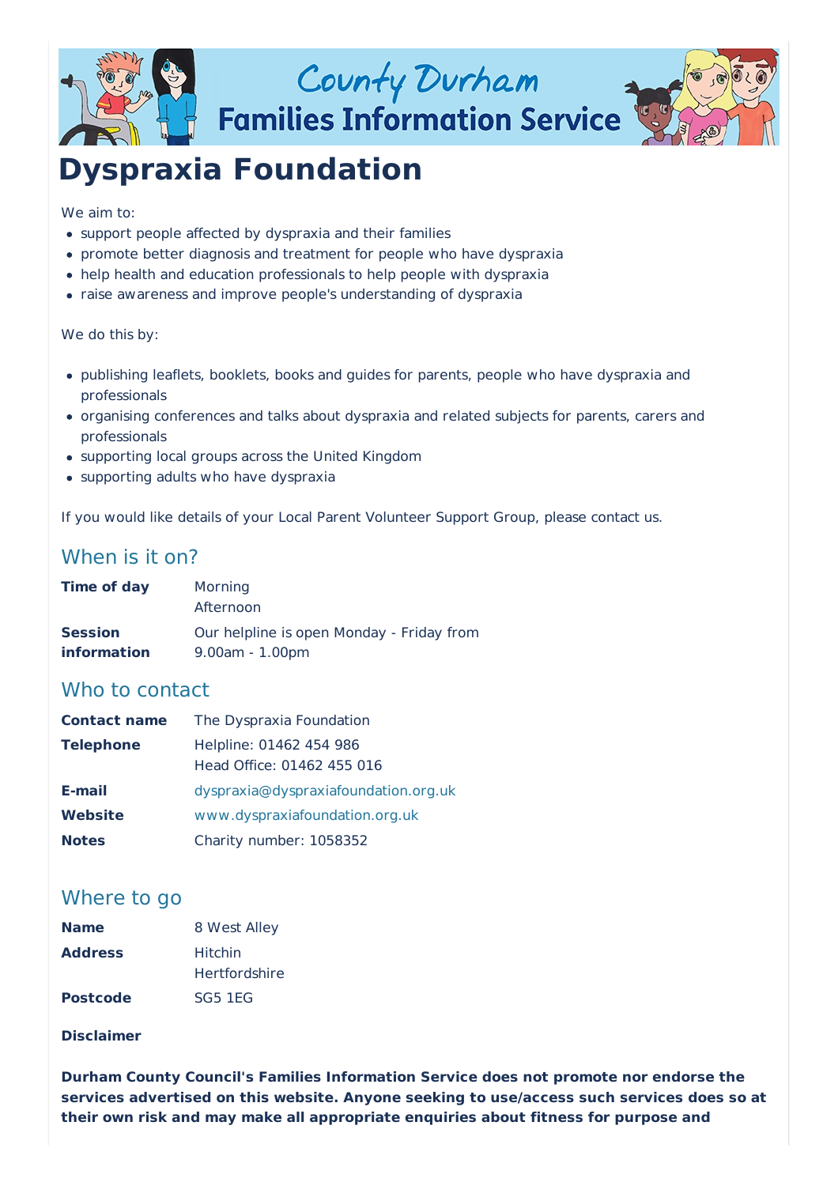# Dyspraxia Foundation

We aim to:

- support people affected by dyspraxia and their families
- promote better diagnosis and treatment for people who have dyspraxia
- help health and education professionals to help people with dyspraxia
- raise awareness and improve people's understanding of dyspraxia

We do this by:

- publishing leaflets, booklets, books and guides for parents, people who have dyspraxia and professionals
- organising conferences and talks about dyspraxia and related subjects for parents, carers and professionals
- supporting local groups across the United Kingdom
- supporting adults who have dyspraxia

If you would like details of your Local Parent Volunteer Support Group, please contact us.

## When is it on?

| | |
|---|---|
| **Time of day** | Morning<br>Afternoon |
| **Session information** | Our helpline is open Monday - Friday from 9.00am - 1.00pm |

## Who to contact

| | |
|---|---|
| **Contact name** | The Dyspraxia Foundation |
| **Telephone** | Helpline: 01462 454 986<br>Head Office: 01462 455 016 |
| **E-mail** | dyspraxia@dyspraxiafoundation.org.uk |
| **Website** | www.dyspraxiafoundation.org.uk |
| **Notes** | Charity number: 1058352 |

## Where to go

| | |
|---|---|
| **Name** | 8 West Alley |
| **Address** | Hitchin<br>Hertfordshire |
| **Postcode** | SG5 1EG |

**Disclaimer**

**Durham County Council's Families Information Service does not promote nor endorse the services advertised on this website. Anyone seeking to use/access such services does so at their own risk and may make all appropriate enquiries about fitness for purpose and**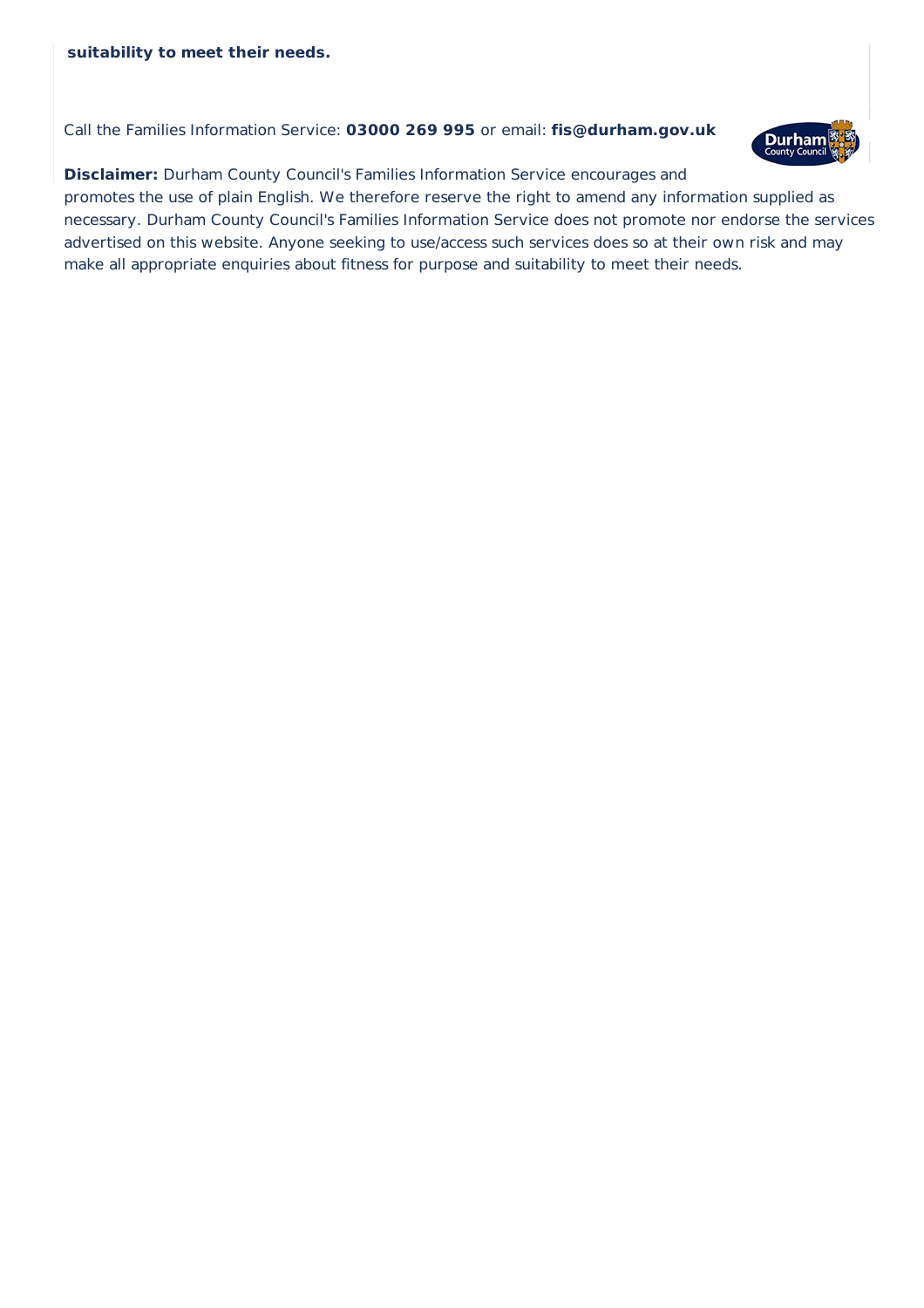**suitability to meet their needs.**

Call the Families Information Service: **03000 269 995** or email: **fis@durham.gov.uk**

**Disclaimer:** Durham County Council's Families Information Service encourages and promotes the use of plain English. We therefore reserve the right to amend any information supplied as necessary. Durham County Council's Families Information Service does not promote nor endorse the services advertised on this website. Anyone seeking to use/access such services does so at their own risk and may make all appropriate enquiries about fitness for purpose and suitability to meet their needs.